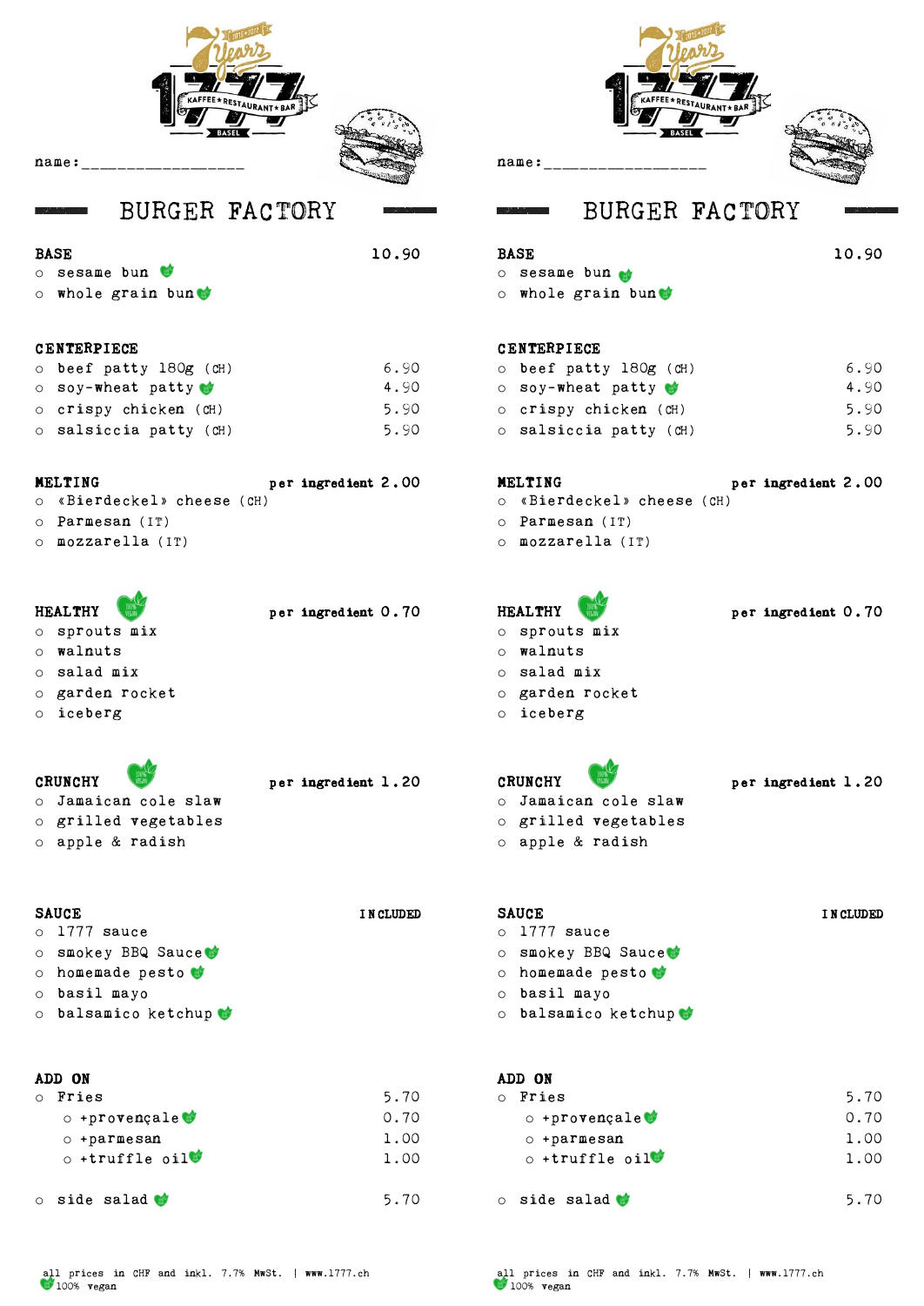name:_________________

## BURGER FACTORY

**BASE** 10.90

- sesame bun 🌿
- whole grain bun 🌿

**CENTERPIECE**

| | |
|---|---|
| beef patty 180g (CH) | 6.90 |
| soy-wheat patty 🌿 | 4.90 |
| crispy chicken (CH) | 5.90 |
| salsiccia patty (CH) | 5.90 |

**MELTING** per ingredient 2.00

- «Bierdeckel» cheese (CH)
- Parmesan (IT)
- mozzarella (IT)

**HEALTHY** 🌿 per ingredient 0.70

- sprouts mix
- walnuts
- salad mix
- garden rocket
- iceberg

**CRUNCHY** 🌿 per ingredient 1.20

- Jamaican cole slaw
- grilled vegetables
- apple & radish

**SAUCE** INCLUDED

- 1777 sauce
- smokey BBQ Sauce 🌿
- homemade pesto 🌿
- basil mayo
- balsamico ketchup 🌿

**ADD ON**

| | |
|---|---|
| Fries | 5.70 |
| +provençale 🌿 | 0.70 |
| +parmesan | 1.00 |
| +truffle oil 🌿 | 1.00 |
| side salad 🌿 | 5.70 |

all prices in CHF and inkl. 7.7% MwSt. | www.1777.ch
🌿 100% vegan

name:_________________

## BURGER FACTORY

**BASE** 10.90

- sesame bun 🌿
- whole grain bun 🌿

**CENTERPIECE**

| | |
|---|---|
| beef patty 180g (CH) | 6.90 |
| soy-wheat patty 🌿 | 4.90 |
| crispy chicken (CH) | 5.90 |
| salsiccia patty (CH) | 5.90 |

**MELTING** per ingredient 2.00

- «Bierdeckel» cheese (CH)
- Parmesan (IT)
- mozzarella (IT)

**HEALTHY** 🌿 per ingredient 0.70

- sprouts mix
- walnuts
- salad mix
- garden rocket
- iceberg

**CRUNCHY** 🌿 per ingredient 1.20

- Jamaican cole slaw
- grilled vegetables
- apple & radish

**SAUCE** INCLUDED

- 1777 sauce
- smokey BBQ Sauce 🌿
- homemade pesto 🌿
- basil mayo
- balsamico ketchup 🌿

**ADD ON**

| | |
|---|---|
| Fries | 5.70 |
| +provençale 🌿 | 0.70 |
| +parmesan | 1.00 |
| +truffle oil 🌿 | 1.00 |
| side salad 🌿 | 5.70 |

all prices in CHF and inkl. 7.7% MwSt. | www.1777.ch
🌿 100% vegan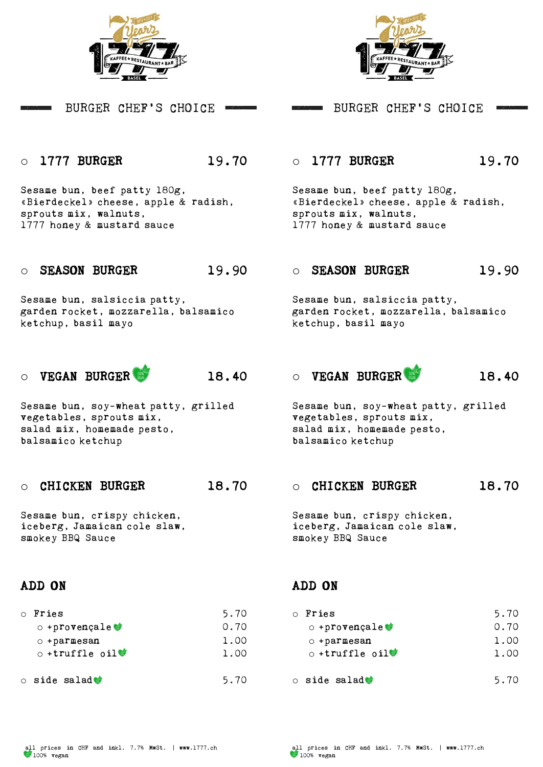1777 KAFFEE * RESTAURANT * BAR BASEL — 7 Years

## BURGER CHEF'S CHOICE

### ○ 1777 BURGER — 19.70

Sesame bun, beef patty 180g,
«Bierdeckel» cheese, apple & radish,
sprouts mix, walnuts,
1777 honey & mustard sauce

### ○ SEASON BURGER — 19.90

Sesame bun, salsiccia patty,
garden rocket, mozzarella, balsamico
ketchup, basil mayo

### ○ VEGAN BURGER (100% vegan) — 18.40

Sesame bun, soy-wheat patty, grilled
vegetables, sprouts mix,
salad mix, homemade pesto,
balsamico ketchup

### ○ CHICKEN BURGER — 18.70

Sesame bun, crispy chicken,
iceberg, Jamaican cole slaw,
smokey BBQ Sauce

## ADD ON

| | |
|---|---|
| ○ Fries | 5.70 |
| ○ +provençale (100% vegan) | 0.70 |
| ○ +parmesan | 1.00 |
| ○ +truffle oil (100% vegan) | 1.00 |
| ○ side salad (100% vegan) | 5.70 |

all prices in CHF and inkl. 7.7% MwSt. | www.1777.ch
100% vegan

1777 KAFFEE * RESTAURANT * BAR BASEL — 7 Years

## BURGER CHEF'S CHOICE

### ○ 1777 BURGER — 19.70

Sesame bun, beef patty 180g,
«Bierdeckel» cheese, apple & radish,
sprouts mix, walnuts,
1777 honey & mustard sauce

### ○ SEASON BURGER — 19.90

Sesame bun, salsiccia patty,
garden rocket, mozzarella, balsamico
ketchup, basil mayo

### ○ VEGAN BURGER (100% vegan) — 18.40

Sesame bun, soy-wheat patty, grilled
vegetables, sprouts mix,
salad mix, homemade pesto,
balsamico ketchup

### ○ CHICKEN BURGER — 18.70

Sesame bun, crispy chicken,
iceberg, Jamaican cole slaw,
smokey BBQ Sauce

## ADD ON

| | |
|---|---|
| ○ Fries | 5.70 |
| ○ +provençale (100% vegan) | 0.70 |
| ○ +parmesan | 1.00 |
| ○ +truffle oil (100% vegan) | 1.00 |
| ○ side salad (100% vegan) | 5.70 |

all prices in CHF and inkl. 7.7% MwSt. | www.1777.ch
100% vegan